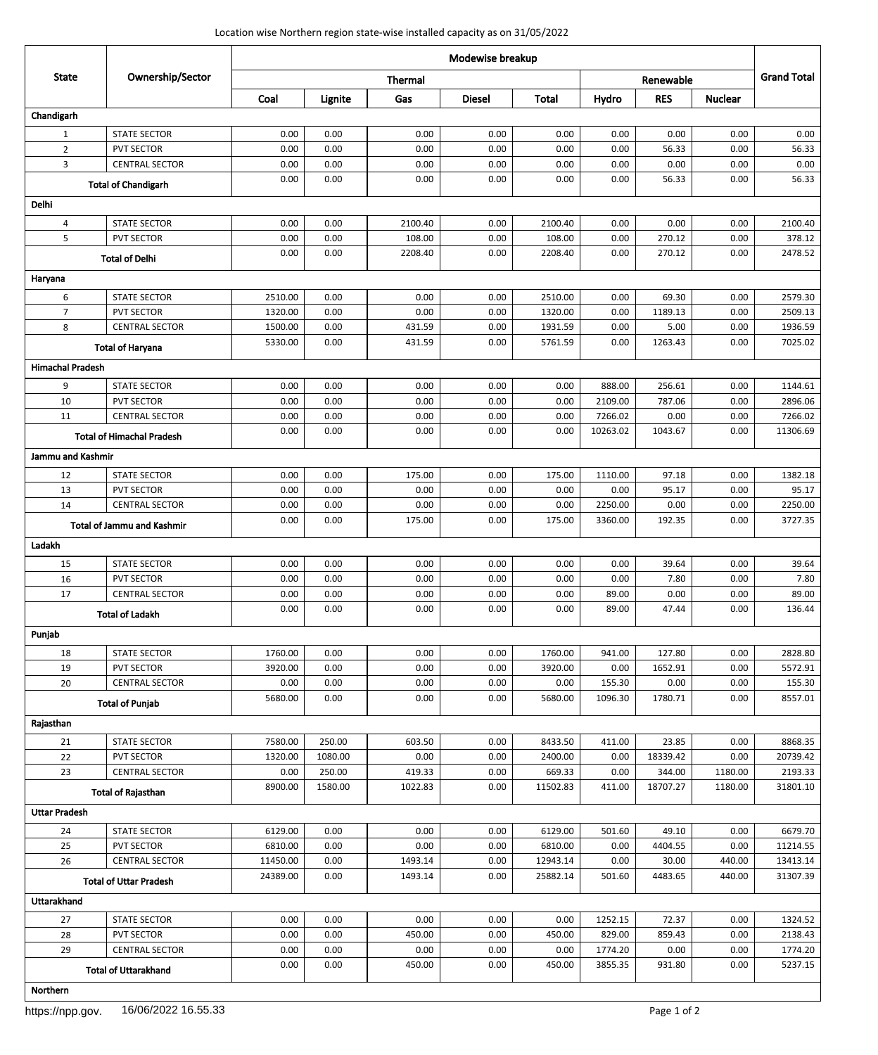Location wise Northern region state-wise installed capacity as on 31/05/2022

| State | Ownership/Sector | Modewise breakup | | | | | | | | Grand Total |
|---|---|---|---|---|---|---|---|---|---|---|
| | | Thermal | | | | | Renewable | | | |
| | | Coal | Lignite | Gas | Diesel | Total | Hydro | RES | Nuclear | |
| **Chandigarh** | | | | | | | | | | |
| 1 | STATE SECTOR | 0.00 | 0.00 | 0.00 | 0.00 | 0.00 | 0.00 | 0.00 | 0.00 | 0.00 |
| 2 | PVT SECTOR | 0.00 | 0.00 | 0.00 | 0.00 | 0.00 | 0.00 | 56.33 | 0.00 | 56.33 |
| 3 | CENTRAL SECTOR | 0.00 | 0.00 | 0.00 | 0.00 | 0.00 | 0.00 | 0.00 | 0.00 | 0.00 |
| **Total of Chandigarh** | | 0.00 | 0.00 | 0.00 | 0.00 | 0.00 | 0.00 | 56.33 | 0.00 | 56.33 |
| **Delhi** | | | | | | | | | | |
| 4 | STATE SECTOR | 0.00 | 0.00 | 2100.40 | 0.00 | 2100.40 | 0.00 | 0.00 | 0.00 | 2100.40 |
| 5 | PVT SECTOR | 0.00 | 0.00 | 108.00 | 0.00 | 108.00 | 0.00 | 270.12 | 0.00 | 378.12 |
| **Total of Delhi** | | 0.00 | 0.00 | 2208.40 | 0.00 | 2208.40 | 0.00 | 270.12 | 0.00 | 2478.52 |
| **Haryana** | | | | | | | | | | |
| 6 | STATE SECTOR | 2510.00 | 0.00 | 0.00 | 0.00 | 2510.00 | 0.00 | 69.30 | 0.00 | 2579.30 |
| 7 | PVT SECTOR | 1320.00 | 0.00 | 0.00 | 0.00 | 1320.00 | 0.00 | 1189.13 | 0.00 | 2509.13 |
| 8 | CENTRAL SECTOR | 1500.00 | 0.00 | 431.59 | 0.00 | 1931.59 | 0.00 | 5.00 | 0.00 | 1936.59 |
| **Total of Haryana** | | 5330.00 | 0.00 | 431.59 | 0.00 | 5761.59 | 0.00 | 1263.43 | 0.00 | 7025.02 |
| **Himachal Pradesh** | | | | | | | | | | |
| 9 | STATE SECTOR | 0.00 | 0.00 | 0.00 | 0.00 | 0.00 | 888.00 | 256.61 | 0.00 | 1144.61 |
| 10 | PVT SECTOR | 0.00 | 0.00 | 0.00 | 0.00 | 0.00 | 2109.00 | 787.06 | 0.00 | 2896.06 |
| 11 | CENTRAL SECTOR | 0.00 | 0.00 | 0.00 | 0.00 | 0.00 | 7266.02 | 0.00 | 0.00 | 7266.02 |
| **Total of Himachal Pradesh** | | 0.00 | 0.00 | 0.00 | 0.00 | 0.00 | 10263.02 | 1043.67 | 0.00 | 11306.69 |
| **Jammu and Kashmir** | | | | | | | | | | |
| 12 | STATE SECTOR | 0.00 | 0.00 | 175.00 | 0.00 | 175.00 | 1110.00 | 97.18 | 0.00 | 1382.18 |
| 13 | PVT SECTOR | 0.00 | 0.00 | 0.00 | 0.00 | 0.00 | 0.00 | 95.17 | 0.00 | 95.17 |
| 14 | CENTRAL SECTOR | 0.00 | 0.00 | 0.00 | 0.00 | 0.00 | 2250.00 | 0.00 | 0.00 | 2250.00 |
| **Total of Jammu and Kashmir** | | 0.00 | 0.00 | 175.00 | 0.00 | 175.00 | 3360.00 | 192.35 | 0.00 | 3727.35 |
| **Ladakh** | | | | | | | | | | |
| 15 | STATE SECTOR | 0.00 | 0.00 | 0.00 | 0.00 | 0.00 | 0.00 | 39.64 | 0.00 | 39.64 |
| 16 | PVT SECTOR | 0.00 | 0.00 | 0.00 | 0.00 | 0.00 | 0.00 | 7.80 | 0.00 | 7.80 |
| 17 | CENTRAL SECTOR | 0.00 | 0.00 | 0.00 | 0.00 | 0.00 | 89.00 | 0.00 | 0.00 | 89.00 |
| **Total of Ladakh** | | 0.00 | 0.00 | 0.00 | 0.00 | 0.00 | 89.00 | 47.44 | 0.00 | 136.44 |
| **Punjab** | | | | | | | | | | |
| 18 | STATE SECTOR | 1760.00 | 0.00 | 0.00 | 0.00 | 1760.00 | 941.00 | 127.80 | 0.00 | 2828.80 |
| 19 | PVT SECTOR | 3920.00 | 0.00 | 0.00 | 0.00 | 3920.00 | 0.00 | 1652.91 | 0.00 | 5572.91 |
| 20 | CENTRAL SECTOR | 0.00 | 0.00 | 0.00 | 0.00 | 0.00 | 155.30 | 0.00 | 0.00 | 155.30 |
| **Total of Punjab** | | 5680.00 | 0.00 | 0.00 | 0.00 | 5680.00 | 1096.30 | 1780.71 | 0.00 | 8557.01 |
| **Rajasthan** | | | | | | | | | | |
| 21 | STATE SECTOR | 7580.00 | 250.00 | 603.50 | 0.00 | 8433.50 | 411.00 | 23.85 | 0.00 | 8868.35 |
| 22 | PVT SECTOR | 1320.00 | 1080.00 | 0.00 | 0.00 | 2400.00 | 0.00 | 18339.42 | 0.00 | 20739.42 |
| 23 | CENTRAL SECTOR | 0.00 | 250.00 | 419.33 | 0.00 | 669.33 | 0.00 | 344.00 | 1180.00 | 2193.33 |
| **Total of Rajasthan** | | 8900.00 | 1580.00 | 1022.83 | 0.00 | 11502.83 | 411.00 | 18707.27 | 1180.00 | 31801.10 |
| **Uttar Pradesh** | | | | | | | | | | |
| 24 | STATE SECTOR | 6129.00 | 0.00 | 0.00 | 0.00 | 6129.00 | 501.60 | 49.10 | 0.00 | 6679.70 |
| 25 | PVT SECTOR | 6810.00 | 0.00 | 0.00 | 0.00 | 6810.00 | 0.00 | 4404.55 | 0.00 | 11214.55 |
| 26 | CENTRAL SECTOR | 11450.00 | 0.00 | 1493.14 | 0.00 | 12943.14 | 0.00 | 30.00 | 440.00 | 13413.14 |
| **Total of Uttar Pradesh** | | 24389.00 | 0.00 | 1493.14 | 0.00 | 25882.14 | 501.60 | 4483.65 | 440.00 | 31307.39 |
| **Uttarakhand** | | | | | | | | | | |
| 27 | STATE SECTOR | 0.00 | 0.00 | 0.00 | 0.00 | 0.00 | 1252.15 | 72.37 | 0.00 | 1324.52 |
| 28 | PVT SECTOR | 0.00 | 0.00 | 450.00 | 0.00 | 450.00 | 829.00 | 859.43 | 0.00 | 2138.43 |
| 29 | CENTRAL SECTOR | 0.00 | 0.00 | 0.00 | 0.00 | 0.00 | 1774.20 | 0.00 | 0.00 | 1774.20 |
| **Total of Uttarakhand** | | 0.00 | 0.00 | 450.00 | 0.00 | 450.00 | 3855.35 | 931.80 | 0.00 | 5237.15 |
| **Northern** | | | | | | | | | | |

https://npp.gov. 16/06/2022 16.55.33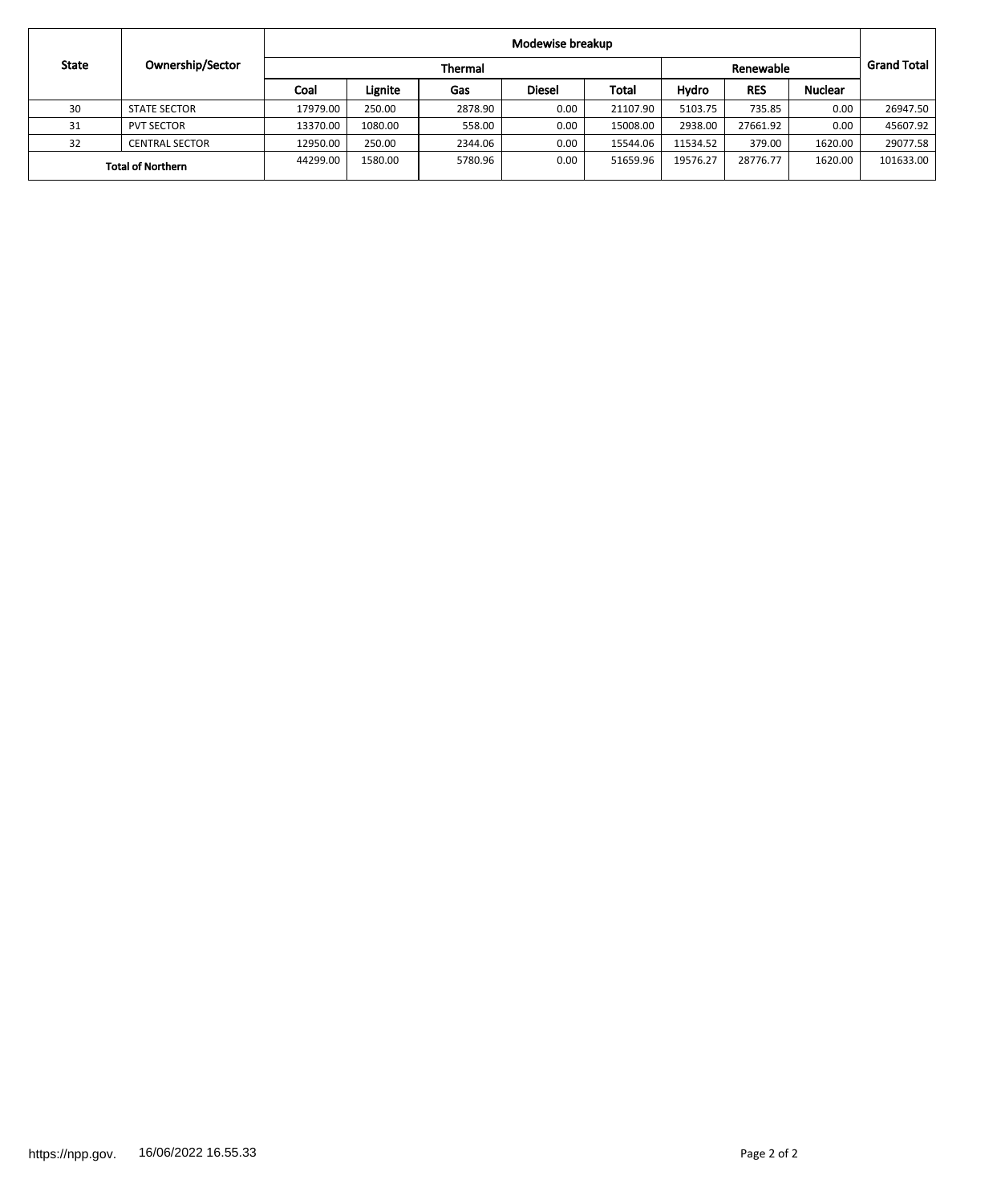| State | Ownership/Sector | Modewise breakup | | | | | | | | Grand Total |
|---|---|---|---|---|---|---|---|---|---|---|
| | | Thermal | | | | | Renewable | | | |
| | | Coal | Lignite | Gas | Diesel | Total | Hydro | RES | Nuclear | |
| 30 | STATE SECTOR | 17979.00 | 250.00 | 2878.90 | 0.00 | 21107.90 | 5103.75 | 735.85 | 0.00 | 26947.50 |
| 31 | PVT SECTOR | 13370.00 | 1080.00 | 558.00 | 0.00 | 15008.00 | 2938.00 | 27661.92 | 0.00 | 45607.92 |
| 32 | CENTRAL SECTOR | 12950.00 | 250.00 | 2344.06 | 0.00 | 15544.06 | 11534.52 | 379.00 | 1620.00 | 29077.58 |
| Total of Northern | | 44299.00 | 1580.00 | 5780.96 | 0.00 | 51659.96 | 19576.27 | 28776.77 | 1620.00 | 101633.00 |

https://npp.gov. 16/06/2022 16.55.33